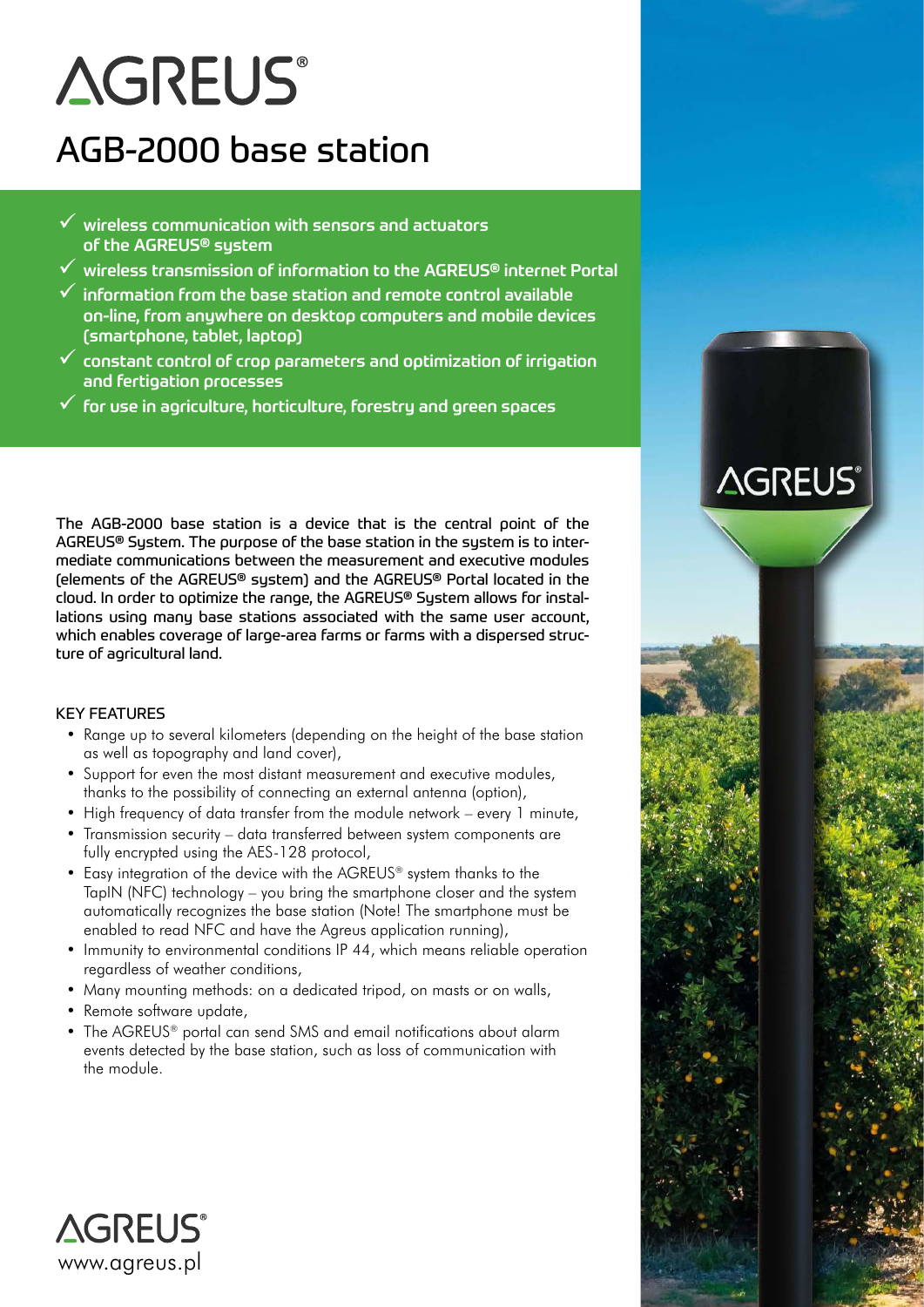# AGREUS®

## AGB-2000 base station

- ✓ wireless communication with sensors and actuators of the AGREUS® system
- ✓ wireless transmission of information to the AGREUS® internet Portal
- ✓ information from the base station and remote control available on-line, from anywhere on desktop computers and mobile devices (smartphone, tablet, laptop)
- ✓ constant control of crop parameters and optimization of irrigation and fertigation processes
- ✓ for use in agriculture, horticulture, forestry and green spaces

The AGB-2000 base station is a device that is the central point of the AGREUS® System. The purpose of the base station in the system is to intermediate communications between the measurement and executive modules (elements of the AGREUS® system) and the AGREUS® Portal located in the cloud. In order to optimize the range, the AGREUS® System allows for installations using many base stations associated with the same user account, which enables coverage of large-area farms or farms with a dispersed structure of agricultural land.

### KEY FEATURES

- Range up to several kilometers (depending on the height of the base station as well as topography and land cover),
- Support for even the most distant measurement and executive modules, thanks to the possibility of connecting an external antenna (option),
- High frequency of data transfer from the module network – every 1 minute,
- Transmission security – data transferred between system components are fully encrypted using the AES-128 protocol,
- Easy integration of the device with the AGREUS® system thanks to the TapIN (NFC) technology – you bring the smartphone closer and the system automatically recognizes the base station (Note! The smartphone must be enabled to read NFC and have the Agreus application running),
- Immunity to environmental conditions IP 44, which means reliable operation regardless of weather conditions,
- Many mounting methods: on a dedicated tripod, on masts or on walls,
- Remote software update,
- The AGREUS® portal can send SMS and email notifications about alarm events detected by the base station, such as loss of communication with the module.

AGREUS®
www.agreus.pl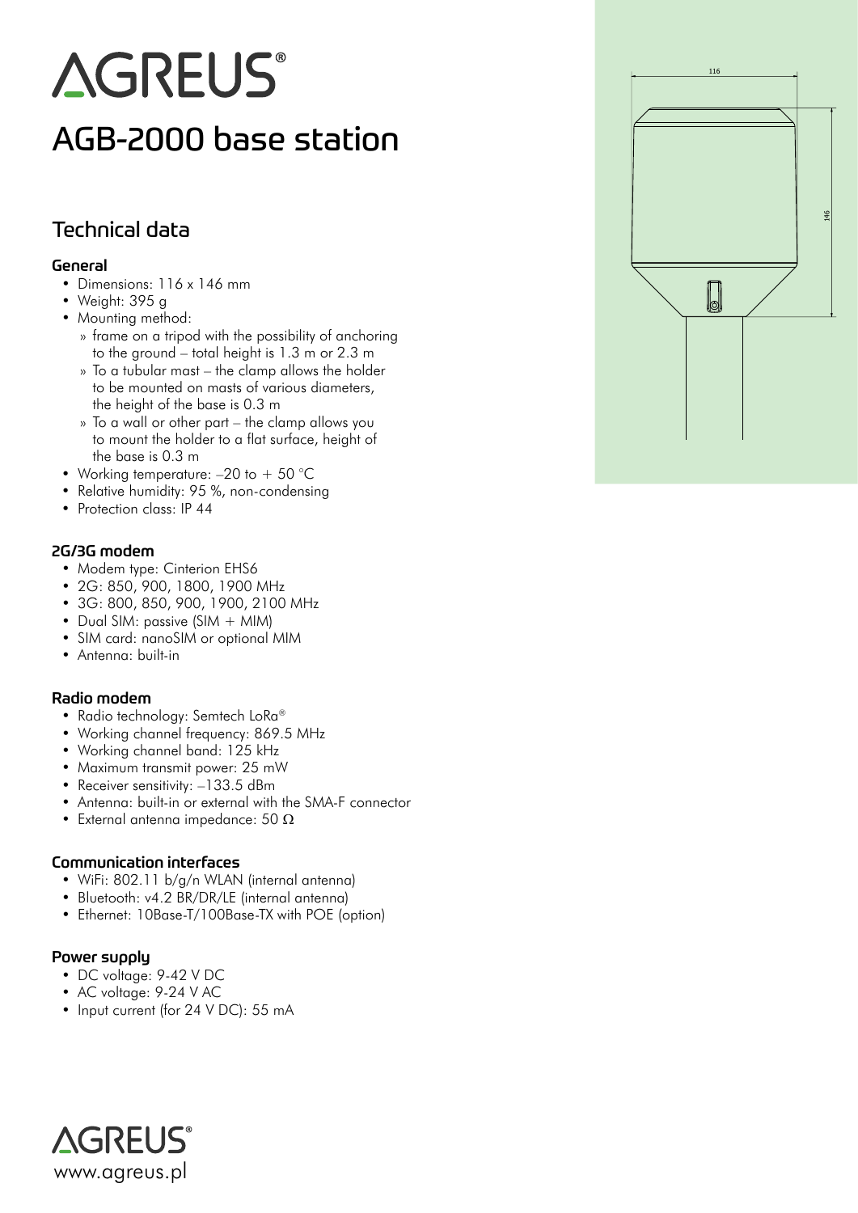# AGREUS®

# AGB-2000 base station

116

146

## Technical data

### General

- Dimensions: 116 x 146 mm
- Weight: 395 g
- Mounting method:
  - » frame on a tripod with the possibility of anchoring to the ground – total height is 1.3 m or 2.3 m
  - » To a tubular mast – the clamp allows the holder to be mounted on masts of various diameters, the height of the base is 0.3 m
  - » To a wall or other part – the clamp allows you to mount the holder to a flat surface, height of the base is 0.3 m
- Working temperature: –20 to + 50 °C
- Relative humidity: 95 %, non-condensing
- Protection class: IP 44

### 2G/3G modem

- Modem type: Cinterion EHS6
- 2G: 850, 900, 1800, 1900 MHz
- 3G: 800, 850, 900, 1900, 2100 MHz
- Dual SIM: passive (SIM + MIM)
- SIM card: nanoSIM or optional MIM
- Antenna: built-in

### Radio modem

- Radio technology: Semtech LoRa®
- Working channel frequency: 869.5 MHz
- Working channel band: 125 kHz
- Maximum transmit power: 25 mW
- Receiver sensitivity: –133.5 dBm
- Antenna: built-in or external with the SMA-F connector
- External antenna impedance: 50 Ω

### Communication interfaces

- WiFi: 802.11 b/g/n WLAN (internal antenna)
- Bluetooth: v4.2 BR/DR/LE (internal antenna)
- Ethernet: 10Base-T/100Base-TX with POE (option)

### Power supply

- DC voltage: 9-42 V DC
- AC voltage: 9-24 V AC
- Input current (for 24 V DC): 55 mA

AGREUS®
www.agreus.pl